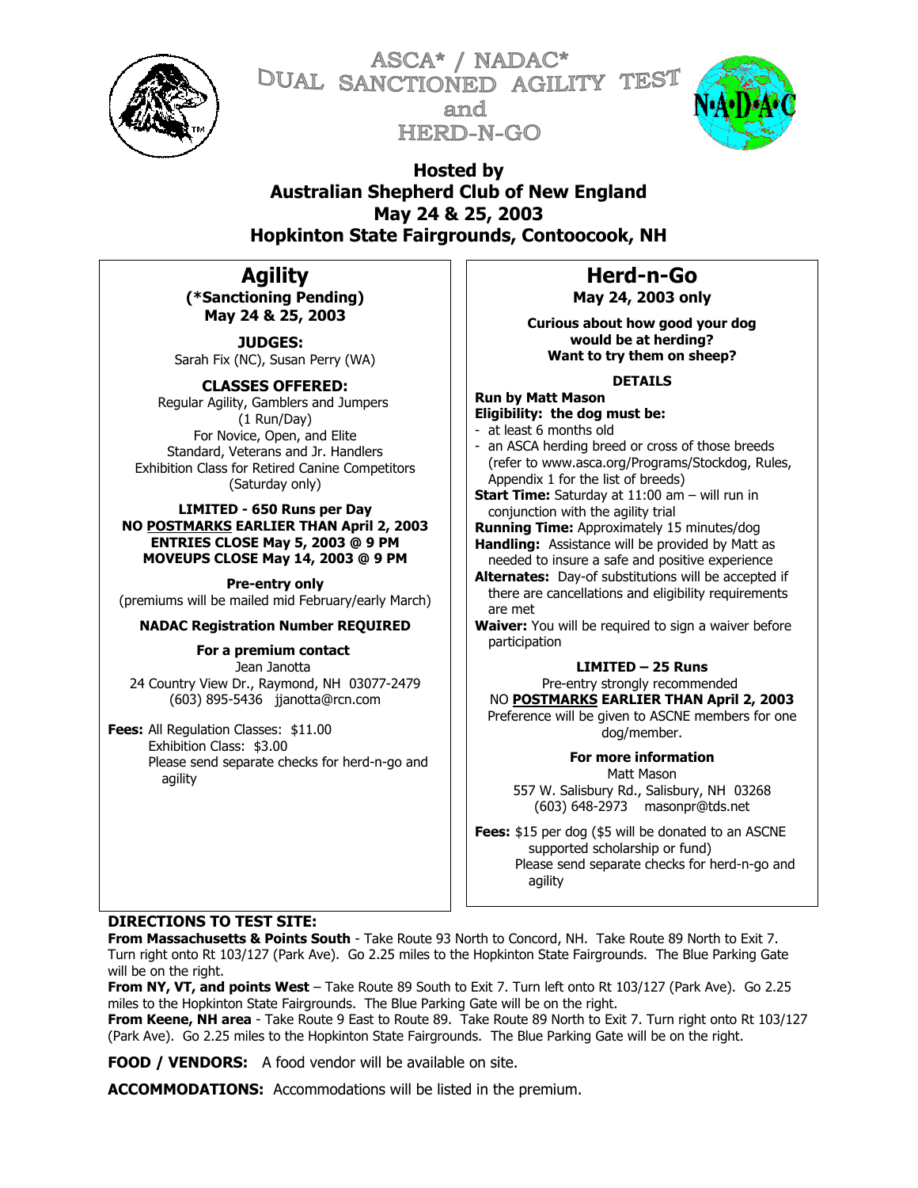# ASCA* / NADAC* DUAL SANCTIONED AGILITY TEST and HERD-N-GO

## Hosted by Australian Shepherd Club of New England May 24 & 25, 2003 Hopkinton State Fairgrounds, Contoocook, NH

## Agility

**(*Sanctioning Pending)**
**May 24 & 25, 2003**

**JUDGES:**
Sarah Fix (NC), Susan Perry (WA)

**CLASSES OFFERED:**
Regular Agility, Gamblers and Jumpers
(1 Run/Day)
For Novice, Open, and Elite
Standard, Veterans and Jr. Handlers
Exhibition Class for Retired Canine Competitors
(Saturday only)

**LIMITED - 650 Runs per Day**
**NO POSTMARKS EARLIER THAN April 2, 2003**
**ENTRIES CLOSE May 5, 2003 @ 9 PM**
**MOVEUPS CLOSE May 14, 2003 @ 9 PM**

**Pre-entry only**
(premiums will be mailed mid February/early March)

**NADAC Registration Number REQUIRED**

**For a premium contact**
Jean Janotta
24 Country View Dr., Raymond, NH 03077-2479
(603) 895-5436 jjanotta@rcn.com

**Fees:** All Regulation Classes: $11.00
Exhibition Class: $3.00
Please send separate checks for herd-n-go and agility

## Herd-n-Go

**May 24, 2003 only**

**Curious about how good your dog would be at herding? Want to try them on sheep?**

**DETAILS**

**Run by Matt Mason**
**Eligibility: the dog must be:**
- at least 6 months old
- an ASCA herding breed or cross of those breeds (refer to www.asca.org/Programs/Stockdog, Rules, Appendix 1 for the list of breeds)

**Start Time:** Saturday at 11:00 am – will run in conjunction with the agility trial
**Running Time:** Approximately 15 minutes/dog
**Handling:** Assistance will be provided by Matt as needed to insure a safe and positive experience
**Alternates:** Day-of substitutions will be accepted if there are cancellations and eligibility requirements are met
**Waiver:** You will be required to sign a waiver before participation

**LIMITED – 25 Runs**
Pre-entry strongly recommended
NO **POSTMARKS EARLIER THAN April 2, 2003**
Preference will be given to ASCNE members for one dog/member.

**For more information**
Matt Mason
557 W. Salisbury Rd., Salisbury, NH 03268
(603) 648-2973 masonpr@tds.net

**Fees:** $15 per dog ($5 will be donated to an ASCNE supported scholarship or fund)
Please send separate checks for herd-n-go and agility

**DIRECTIONS TO TEST SITE:**
**From Massachusetts & Points South** - Take Route 93 North to Concord, NH. Take Route 89 North to Exit 7. Turn right onto Rt 103/127 (Park Ave). Go 2.25 miles to the Hopkinton State Fairgrounds. The Blue Parking Gate will be on the right.
**From NY, VT, and points West** – Take Route 89 South to Exit 7. Turn left onto Rt 103/127 (Park Ave). Go 2.25 miles to the Hopkinton State Fairgrounds. The Blue Parking Gate will be on the right.
**From Keene, NH area** - Take Route 9 East to Route 89. Take Route 89 North to Exit 7. Turn right onto Rt 103/127 (Park Ave). Go 2.25 miles to the Hopkinton State Fairgrounds. The Blue Parking Gate will be on the right.

**FOOD / VENDORS:** A food vendor will be available on site.

**ACCOMMODATIONS:** Accommodations will be listed in the premium.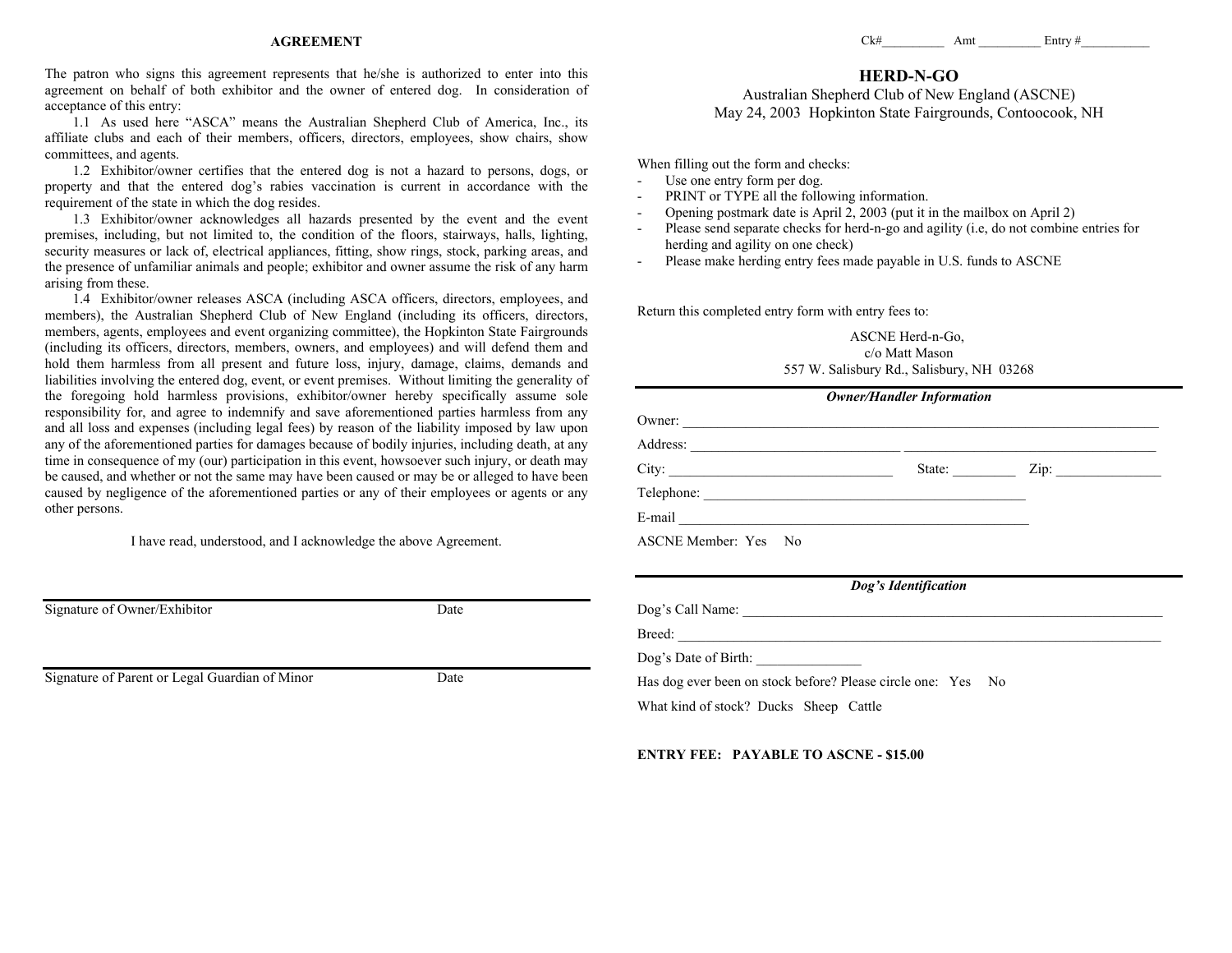## AGREEMENT

The patron who signs this agreement represents that he/she is authorized to enter into this agreement on behalf of both exhibitor and the owner of entered dog. In consideration of acceptance of this entry:

1.1 As used here "ASCA" means the Australian Shepherd Club of America, Inc., its affiliate clubs and each of their members, officers, directors, employees, show chairs, show committees, and agents.

1.2 Exhibitor/owner certifies that the entered dog is not a hazard to persons, dogs, or property and that the entered dog's rabies vaccination is current in accordance with the requirement of the state in which the dog resides.

1.3 Exhibitor/owner acknowledges all hazards presented by the event and the event premises, including, but not limited to, the condition of the floors, stairways, halls, lighting, security measures or lack of, electrical appliances, fitting, show rings, stock, parking areas, and the presence of unfamiliar animals and people; exhibitor and owner assume the risk of any harm arising from these.

1.4 Exhibitor/owner releases ASCA (including ASCA officers, directors, employees, and members), the Australian Shepherd Club of New England (including its officers, directors, members, agents, employees and event organizing committee), the Hopkinton State Fairgrounds (including its officers, directors, members, owners, and employees) and will defend them and hold them harmless from all present and future loss, injury, damage, claims, demands and liabilities involving the entered dog, event, or event premises. Without limiting the generality of the foregoing hold harmless provisions, exhibitor/owner hereby specifically assume sole responsibility for, and agree to indemnify and save aforementioned parties harmless from any and all loss and expenses (including legal fees) by reason of the liability imposed by law upon any of the aforementioned parties for damages because of bodily injuries, including death, at any time in consequence of my (our) participation in this event, howsoever such injury, or death may be caused, and whether or not the same may have been caused or may be or alleged to have been caused by negligence of the aforementioned parties or any of their employees or agents or any other persons.

I have read, understood, and I acknowledge the above Agreement.

Signature of Owner/Exhibitor ______ Date ______

Signature of Parent or Legal Guardian of Minor ______ Date ______

Ck#__________ Amt __________ Entry #___________

# HERD-N-GO

Australian Shepherd Club of New England (ASCNE)
May 24, 2003 Hopkinton State Fairgrounds, Contoocook, NH

When filling out the form and checks:

- Use one entry form per dog.
- PRINT or TYPE all the following information.
- Opening postmark date is April 2, 2003 (put it in the mailbox on April 2)
- Please send separate checks for herd-n-go and agility (i.e, do not combine entries for herding and agility on one check)
- Please make herding entry fees made payable in U.S. funds to ASCNE

Return this completed entry form with entry fees to:

ASCNE Herd-n-Go,
c/o Matt Mason
557 W. Salisbury Rd., Salisbury, NH 03268

***Owner/Handler Information***

Owner: ____________________

Address: ____________________ ____________________

City: ____________________ State: _________ Zip: _______________

Telephone: ____________________

E-mail ____________________

ASCNE Member: Yes No

***Dog's Identification***

Dog's Call Name: ____________________

Breed: ____________________

Dog's Date of Birth: _______________

Has dog ever been on stock before? Please circle one: Yes No

What kind of stock? Ducks Sheep Cattle

**ENTRY FEE: PAYABLE TO ASCNE - $15.00**